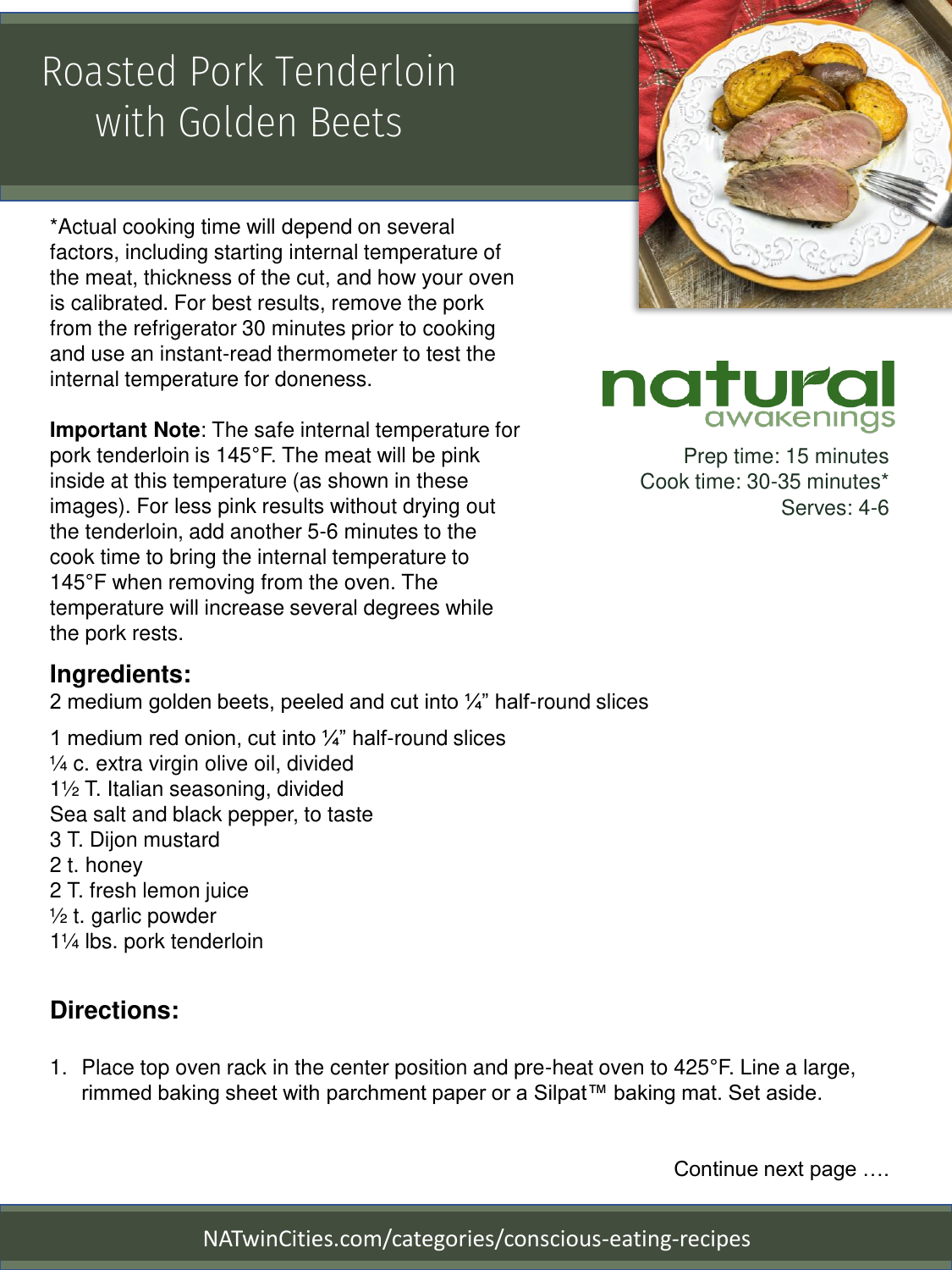# Roasted Pork Tenderloin with Golden Beets

*Actual cooking time will depend on several factors, including starting internal temperature of the meat, thickness of the cut, and how your oven is calibrated. For best results, remove the pork from the refrigerator 30 minutes prior to cooking and use an instant-read thermometer to test the internal temperature for doneness.

**Important Note**: The safe internal temperature for pork tenderloin is 145°F. The meat will be pink inside at this temperature (as shown in these images). For less pink results without drying out the tenderloin, add another 5-6 minutes to the cook time to bring the internal temperature to 145°F when removing from the oven. The temperature will increase several degrees while the pork rests.

natural awakenings

Prep time: 15 minutes
Cook time: 30-35 minutes*
Serves: 4-6

## Ingredients:

2 medium golden beets, peeled and cut into ¼" half-round slices

1 medium red onion, cut into ¼" half-round slices
¼ c. extra virgin olive oil, divided
1½ T. Italian seasoning, divided
Sea salt and black pepper, to taste
3 T. Dijon mustard
2 t. honey
2 T. fresh lemon juice
½ t. garlic powder
1¼ lbs. pork tenderloin

## Directions:

1. Place top oven rack in the center position and pre-heat oven to 425°F. Line a large, rimmed baking sheet with parchment paper or a Silpat™ baking mat. Set aside.

Continue next page ….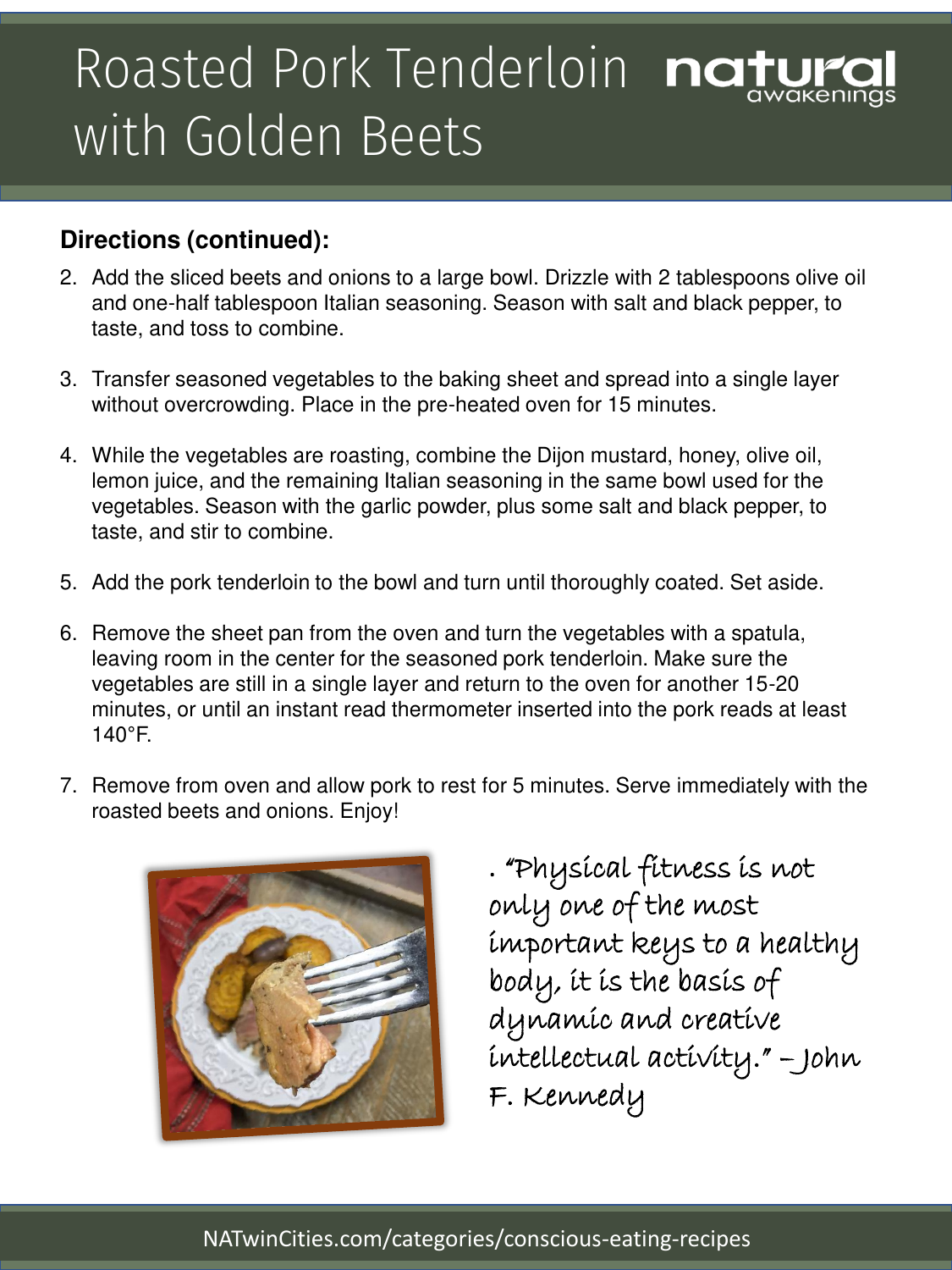# Roasted Pork Tenderloin with Golden Beets

natural awakenings

**Directions (continued):**

2. Add the sliced beets and onions to a large bowl. Drizzle with 2 tablespoons olive oil and one-half tablespoon Italian seasoning. Season with salt and black pepper, to taste, and toss to combine.

3. Transfer seasoned vegetables to the baking sheet and spread into a single layer without overcrowding. Place in the pre-heated oven for 15 minutes.

4. While the vegetables are roasting, combine the Dijon mustard, honey, olive oil, lemon juice, and the remaining Italian seasoning in the same bowl used for the vegetables. Season with the garlic powder, plus some salt and black pepper, to taste, and stir to combine.

5. Add the pork tenderloin to the bowl and turn until thoroughly coated. Set aside.

6. Remove the sheet pan from the oven and turn the vegetables with a spatula, leaving room in the center for the seasoned pork tenderloin. Make sure the vegetables are still in a single layer and return to the oven for another 15-20 minutes, or until an instant read thermometer inserted into the pork reads at least 140°F.

7. Remove from oven and allow pork to rest for 5 minutes. Serve immediately with the roasted beets and onions. Enjoy!

. "Physical fitness is not only one of the most important keys to a healthy body, it is the basis of dynamic and creative intellectual activity." – John F. Kennedy

NATwinCities.com/categories/conscious-eating-recipes